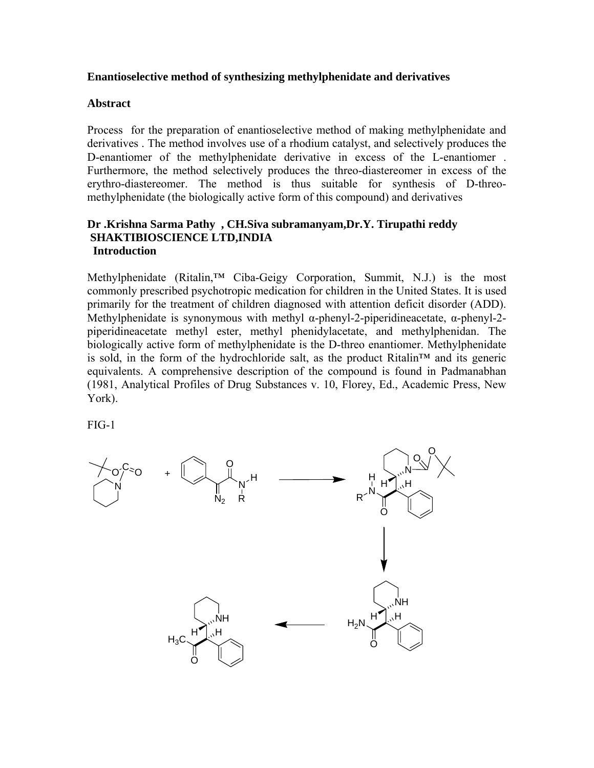## Enantioselective method of synthesizing methylphenidate and derivatives

### Abstract

Process for the preparation of enantioselective method of making methylphenidate and derivatives . The method involves use of a rhodium catalyst, and selectively produces the D-enantiomer of the methylphenidate derivative in excess of the L-enantiomer . Furthermore, the method selectively produces the threo-diastereomer in excess of the erythro-diastereomer. The method is thus suitable for synthesis of D-threo-methylphenidate (the biologically active form of this compound) and derivatives

**Dr .Krishna Sarma Pathy , CH.Siva subramanyam,Dr.Y. Tirupathi reddy**
**SHAKTIBIOSCIENCE LTD,INDIA**

### Introduction

Methylphenidate (Ritalin,™ Ciba-Geigy Corporation, Summit, N.J.) is the most commonly prescribed psychotropic medication for children in the United States. It is used primarily for the treatment of children diagnosed with attention deficit disorder (ADD). Methylphenidate is synonymous with methyl α-phenyl-2-piperidineacetate, α-phenyl-2-piperidineacetate methyl ester, methyl phenidylacetate, and methylphenidan. The biologically active form of methylphenidate is the D-threo enantiomer. Methylphenidate is sold, in the form of the hydrochloride salt, as the product Ritalin™ and its generic equivalents. A comprehensive description of the compound is found in Padmanabhan (1981, Analytical Profiles of Drug Substances v. 10, Florey, Ed., Academic Press, New York).

FIG-1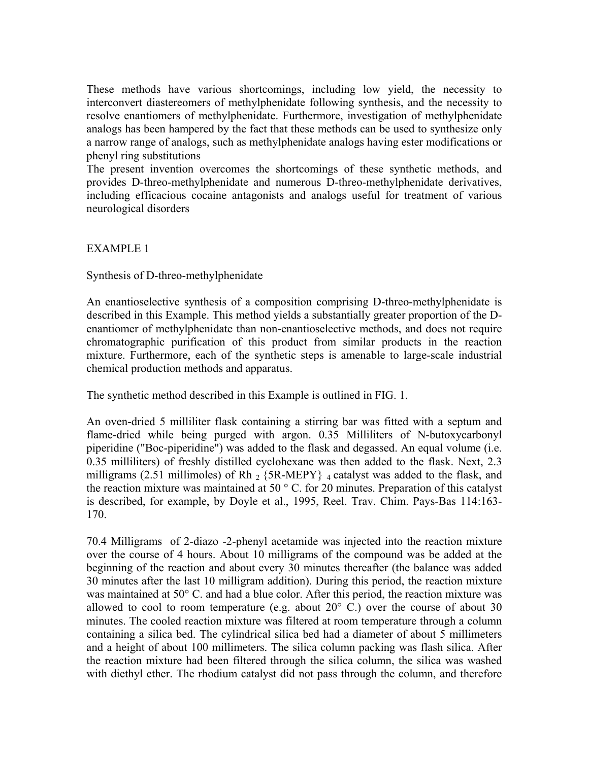These methods have various shortcomings, including low yield, the necessity to interconvert diastereomers of methylphenidate following synthesis, and the necessity to resolve enantiomers of methylphenidate. Furthermore, investigation of methylphenidate analogs has been hampered by the fact that these methods can be used to synthesize only a narrow range of analogs, such as methylphenidate analogs having ester modifications or phenyl ring substitutions

The present invention overcomes the shortcomings of these synthetic methods, and provides D-threo-methylphenidate and numerous D-threo-methylphenidate derivatives, including efficacious cocaine antagonists and analogs useful for treatment of various neurological disorders

EXAMPLE 1

Synthesis of D-threo-methylphenidate

An enantioselective synthesis of a composition comprising D-threo-methylphenidate is described in this Example. This method yields a substantially greater proportion of the D-enantiomer of methylphenidate than non-enantioselective methods, and does not require chromatographic purification of this product from similar products in the reaction mixture. Furthermore, each of the synthetic steps is amenable to large-scale industrial chemical production methods and apparatus.

The synthetic method described in this Example is outlined in FIG. 1.

An oven-dried 5 milliliter flask containing a stirring bar was fitted with a septum and flame-dried while being purged with argon. 0.35 Milliliters of N-butoxycarbonyl piperidine ("Boc-piperidine") was added to the flask and degassed. An equal volume (i.e. 0.35 milliliters) of freshly distilled cyclohexane was then added to the flask. Next, 2.3 milligrams (2.51 millimoles) of $Rh_2\{5R\text{-}MEPY\}_4$ catalyst was added to the flask, and the reaction mixture was maintained at 50 ° C. for 20 minutes. Preparation of this catalyst is described, for example, by Doyle et al., 1995, Reel. Trav. Chim. Pays-Bas 114:163-170.

70.4 Milligrams of 2-diazo -2-phenyl acetamide was injected into the reaction mixture over the course of 4 hours. About 10 milligrams of the compound was be added at the beginning of the reaction and about every 30 minutes thereafter (the balance was added 30 minutes after the last 10 milligram addition). During this period, the reaction mixture was maintained at 50° C. and had a blue color. After this period, the reaction mixture was allowed to cool to room temperature (e.g. about 20° C.) over the course of about 30 minutes. The cooled reaction mixture was filtered at room temperature through a column containing a silica bed. The cylindrical silica bed had a diameter of about 5 millimeters and a height of about 100 millimeters. The silica column packing was flash silica. After the reaction mixture had been filtered through the silica column, the silica was washed with diethyl ether. The rhodium catalyst did not pass through the column, and therefore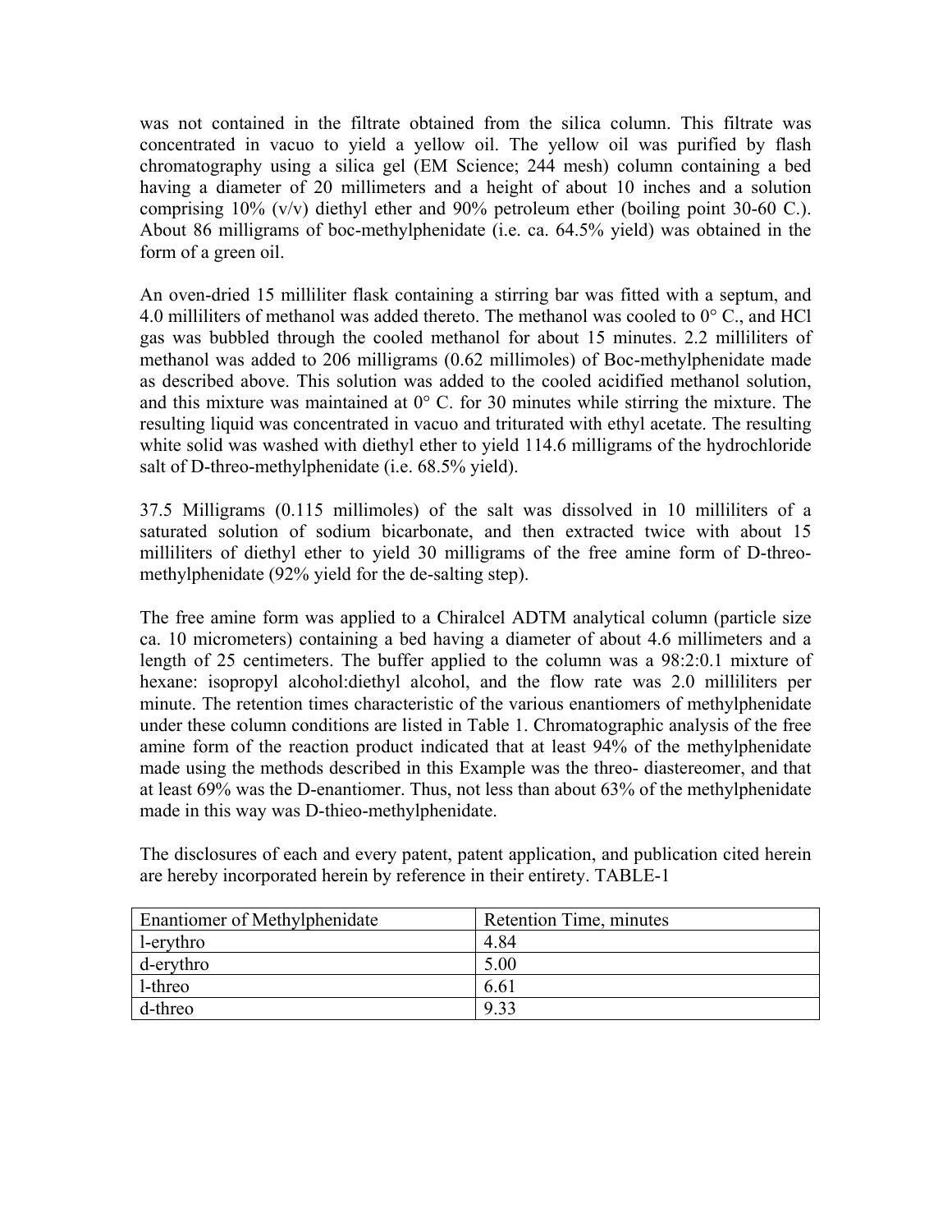was not contained in the filtrate obtained from the silica column. This filtrate was concentrated in vacuo to yield a yellow oil. The yellow oil was purified by flash chromatography using a silica gel (EM Science; 244 mesh) column containing a bed having a diameter of 20 millimeters and a height of about 10 inches and a solution comprising 10% (v/v) diethyl ether and 90% petroleum ether (boiling point 30-60 C.). About 86 milligrams of boc-methylphenidate (i.e. ca. 64.5% yield) was obtained in the form of a green oil.

An oven-dried 15 milliliter flask containing a stirring bar was fitted with a septum, and 4.0 milliliters of methanol was added thereto. The methanol was cooled to 0° C., and HCl gas was bubbled through the cooled methanol for about 15 minutes. 2.2 milliliters of methanol was added to 206 milligrams (0.62 millimoles) of Boc-methylphenidate made as described above. This solution was added to the cooled acidified methanol solution, and this mixture was maintained at 0° C. for 30 minutes while stirring the mixture. The resulting liquid was concentrated in vacuo and triturated with ethyl acetate. The resulting white solid was washed with diethyl ether to yield 114.6 milligrams of the hydrochloride salt of D-threo-methylphenidate (i.e. 68.5% yield).

37.5 Milligrams (0.115 millimoles) of the salt was dissolved in 10 milliliters of a saturated solution of sodium bicarbonate, and then extracted twice with about 15 milliliters of diethyl ether to yield 30 milligrams of the free amine form of D-threo-methylphenidate (92% yield for the de-salting step).

The free amine form was applied to a Chiralcel ADTM analytical column (particle size ca. 10 micrometers) containing a bed having a diameter of about 4.6 millimeters and a length of 25 centimeters. The buffer applied to the column was a 98:2:0.1 mixture of hexane: isopropyl alcohol:diethyl alcohol, and the flow rate was 2.0 milliliters per minute. The retention times characteristic of the various enantiomers of methylphenidate under these column conditions are listed in Table 1. Chromatographic analysis of the free amine form of the reaction product indicated that at least 94% of the methylphenidate made using the methods described in this Example was the threo- diastereomer, and that at least 69% was the D-enantiomer. Thus, not less than about 63% of the methylphenidate made in this way was D-thieo-methylphenidate.

The disclosures of each and every patent, patent application, and publication cited herein are hereby incorporated herein by reference in their entirety. TABLE-1

| Enantiomer of Methylphenidate | Retention Time, minutes |
|---|---|
| l-erythro | 4.84 |
| d-erythro | 5.00 |
| l-threo | 6.61 |
| d-threo | 9.33 |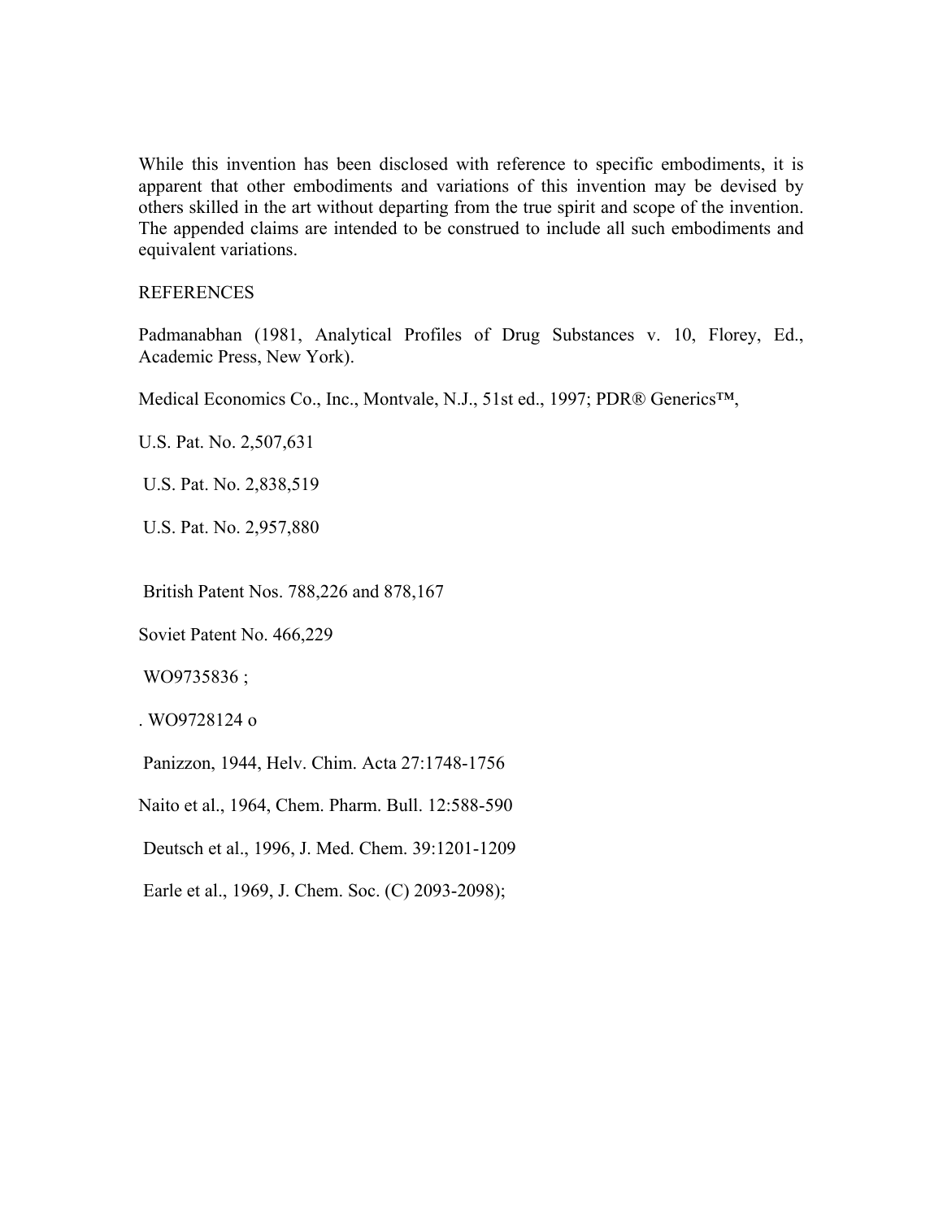While this invention has been disclosed with reference to specific embodiments, it is apparent that other embodiments and variations of this invention may be devised by others skilled in the art without departing from the true spirit and scope of the invention. The appended claims are intended to be construed to include all such embodiments and equivalent variations.

REFERENCES

Padmanabhan (1981, Analytical Profiles of Drug Substances v. 10, Florey, Ed., Academic Press, New York).

Medical Economics Co., Inc., Montvale, N.J., 51st ed., 1997; PDR® Generics™,

U.S. Pat. No. 2,507,631

U.S. Pat. No. 2,838,519

U.S. Pat. No. 2,957,880

British Patent Nos. 788,226 and 878,167

Soviet Patent No. 466,229

WO9735836 ;

. WO9728124 o

Panizzon, 1944, Helv. Chim. Acta 27:1748-1756

Naito et al., 1964, Chem. Pharm. Bull. 12:588-590

Deutsch et al., 1996, J. Med. Chem. 39:1201-1209

Earle et al., 1969, J. Chem. Soc. (C) 2093-2098);